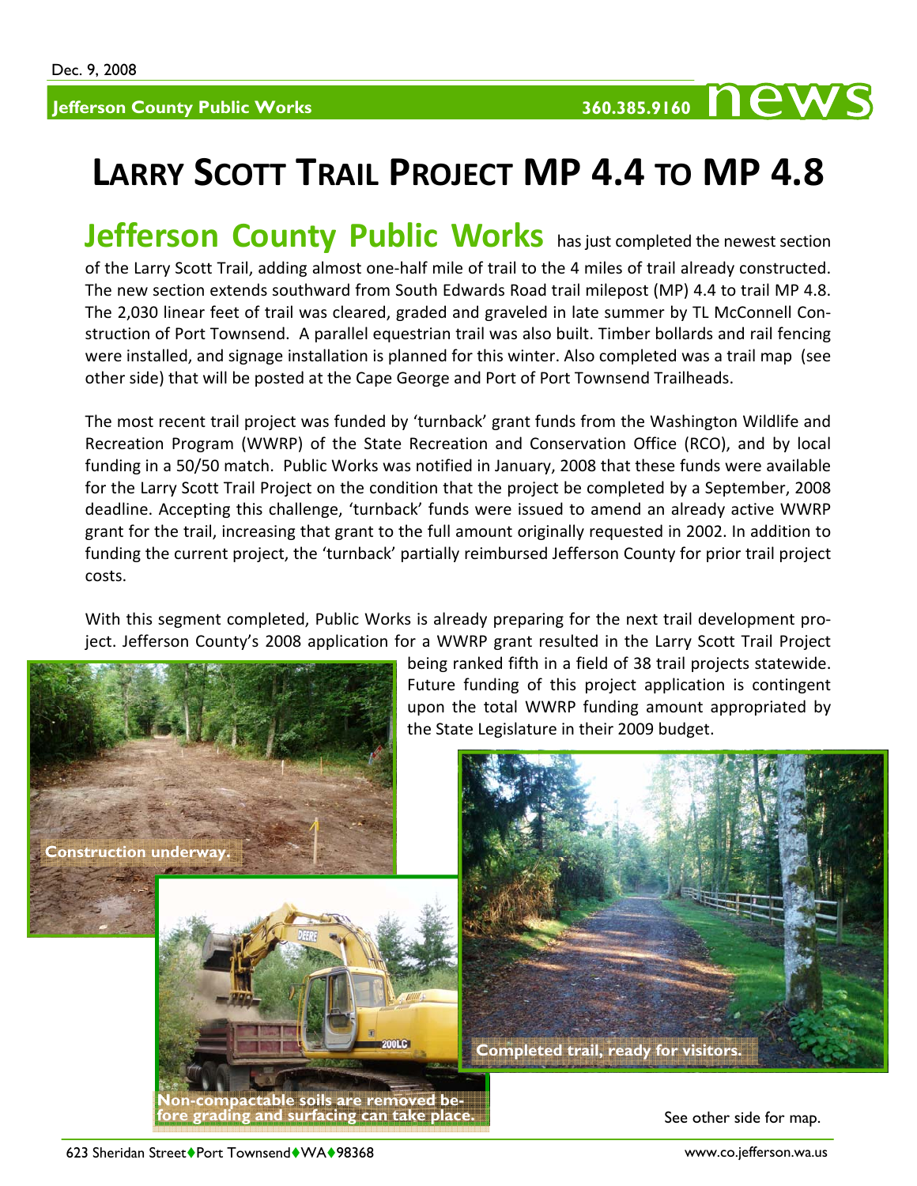Dec. 9, 2008

**Jefferson County Public Works** 360.385.9160 **news**

# LARRY SCOTT TRAIL PROJECT MP 4.4 TO MP 4.8

**Jefferson County Public Works** has just completed the newest section of the Larry Scott Trail, adding almost one-half mile of trail to the 4 miles of trail already constructed. The new section extends southward from South Edwards Road trail milepost (MP) 4.4 to trail MP 4.8. The 2,030 linear feet of trail was cleared, graded and graveled in late summer by TL McConnell Construction of Port Townsend. A parallel equestrian trail was also built. Timber bollards and rail fencing were installed, and signage installation is planned for this winter. Also completed was a trail map (see other side) that will be posted at the Cape George and Port of Port Townsend Trailheads.

The most recent trail project was funded by 'turnback' grant funds from the Washington Wildlife and Recreation Program (WWRP) of the State Recreation and Conservation Office (RCO), and by local funding in a 50/50 match. Public Works was notified in January, 2008 that these funds were available for the Larry Scott Trail Project on the condition that the project be completed by a September, 2008 deadline. Accepting this challenge, 'turnback' funds were issued to amend an already active WWRP grant for the trail, increasing that grant to the full amount originally requested in 2002. In addition to funding the current project, the 'turnback' partially reimbursed Jefferson County for prior trail project costs.

With this segment completed, Public Works is already preparing for the next trail development project. Jefferson County's 2008 application for a WWRP grant resulted in the Larry Scott Trail Project being ranked fifth in a field of 38 trail projects statewide. Future funding of this project application is contingent upon the total WWRP funding amount appropriated by the State Legislature in their 2009 budget.

Construction underway.

Non-compactable soils are removed before grading and surfacing can take place.

Completed trail, ready for visitors.

See other side for map.

623 Sheridan Street♦Port Townsend♦WA♦98368 www.co.jefferson.wa.us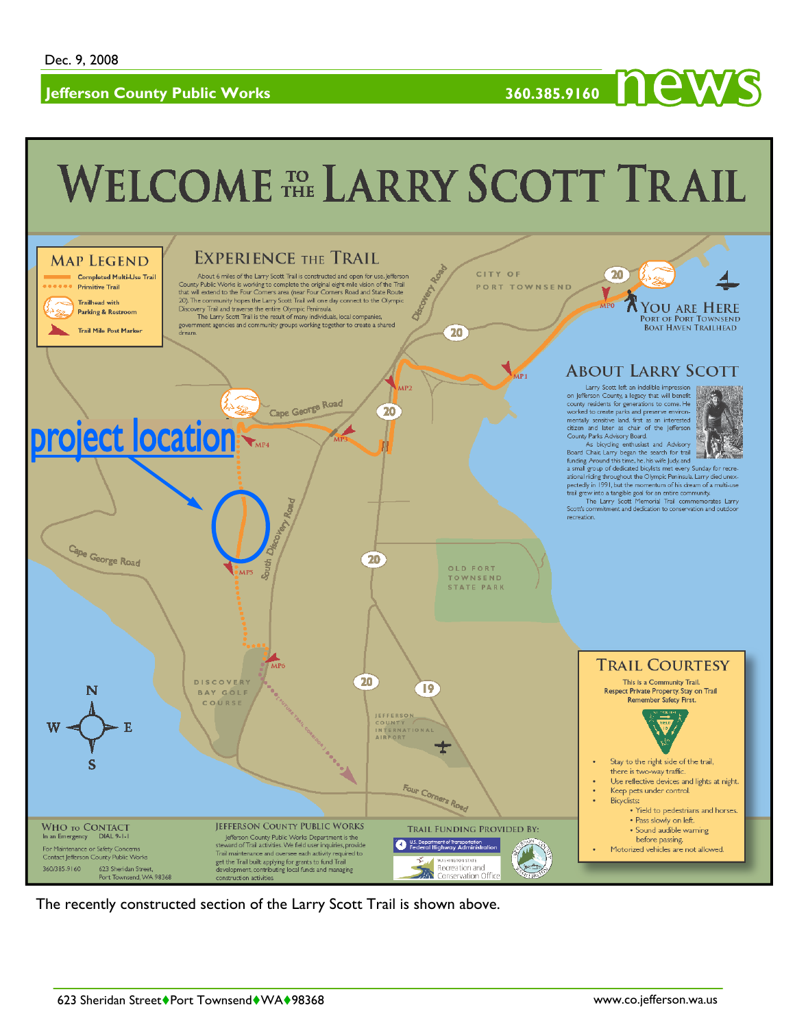Dec. 9, 2008

Jefferson County Public Works 360.385.9160 news

# WELCOME TO THE LARRY SCOTT TRAIL

## MAP LEGEND

- Completed Multi-Use Trail
- Primitive Trail
- Trailhead with Parking & Restroom
- Trail Mile Post Marker

## EXPERIENCE THE TRAIL

About 6 miles of the Larry Scott Trail is constructed and open for use. Jefferson County Public Works is working to complete the original eight-mile vision of the Trail that will extend to the Four Corners area (near Four Corners Road and State Route 20). The community hopes the Larry Scott Trail will one day connect to the Olympic Discovery Trail and traverse the entire Olympic Peninsula.

The Larry Scott Trail is the result of many individuals, local companies, government agencies and community groups working together to create a shared dream.

project location

CITY OF PORT TOWNSEND

YOU ARE HERE
PORT OF PORT TOWNSEND
BOAT HAVEN TRAILHEAD

Discovery Road · Cape George Road · South Discovery Road · Four Corners Road · 20 · 19

MP0 · MP1 · MP2 · MP3 · MP4 · MP5 · MP6

OLD FORT TOWNSEND STATE PARK

DISCOVERY BAY GOLF COURSE

JEFFERSON COUNTY INTERNATIONAL AIRPORT

FUTURE TRAIL CORRIDOR

N · S · E · W

## ABOUT LARRY SCOTT

Larry Scott left an indelible impression on Jefferson County, a legacy that will benefit county residents for generations to come. He worked to create parks and preserve environmentally sensitive land, first as an interested citizen and later as chair of the Jefferson County Parks Advisory Board.

As bicycling enthusiast and Advisory Board Chair, Larry began the search for trail funding. Around this time, he, his wife Judy, and a small group of dedicated bicylists met every Sunday for recreational riding throughout the Olympic Peninsula. Larry died unexpectedly in 1991, but the momentum of his dream of a multi-use trail grew into a tangible goal for an entire community.

The Larry Scott Memorial Trail commemorates Larry Scott's commitment and dedication to conservation and outdoor recreation.

## TRAIL COURTESY

This is a Community Trail.
Respect Private Property. Stay on Trail
Remember Safety First.

- Stay to the right side of the trail, there is two-way traffic.
- Use reflective devices and lights at night.
- Keep pets under control.
- Bicyclists:
  - Yield to pedestrians and horses.
  - Pass slowly on left.
  - Sound audible warning before passing.
- Motorized vehicles are not allowed.

## WHO TO CONTACT

In an Emergency DIAL 9-1-1

For Maintenance or Safety Concerns
Contact Jefferson County Public Works

360/385-9160
623 Sheridan Street,
Port Townsend, WA 98368

## JEFFERSON COUNTY PUBLIC WORKS

Jefferson County Public Works Department is the steward of Trail activities. We field user inquiries, provide Trail maintenance and oversee each activity required to get the Trail built: applying for grants to fund Trail development, contributing local funds and managing construction activities.

## TRAIL FUNDING PROVIDED BY:

U.S. Department of Transportation Federal Highway Administration
Washington State Recreation and Conservation Office
Jefferson County

The recently constructed section of the Larry Scott Trail is shown above.

623 Sheridan Street♦Port Townsend♦WA♦98368 www.co.jefferson.wa.us